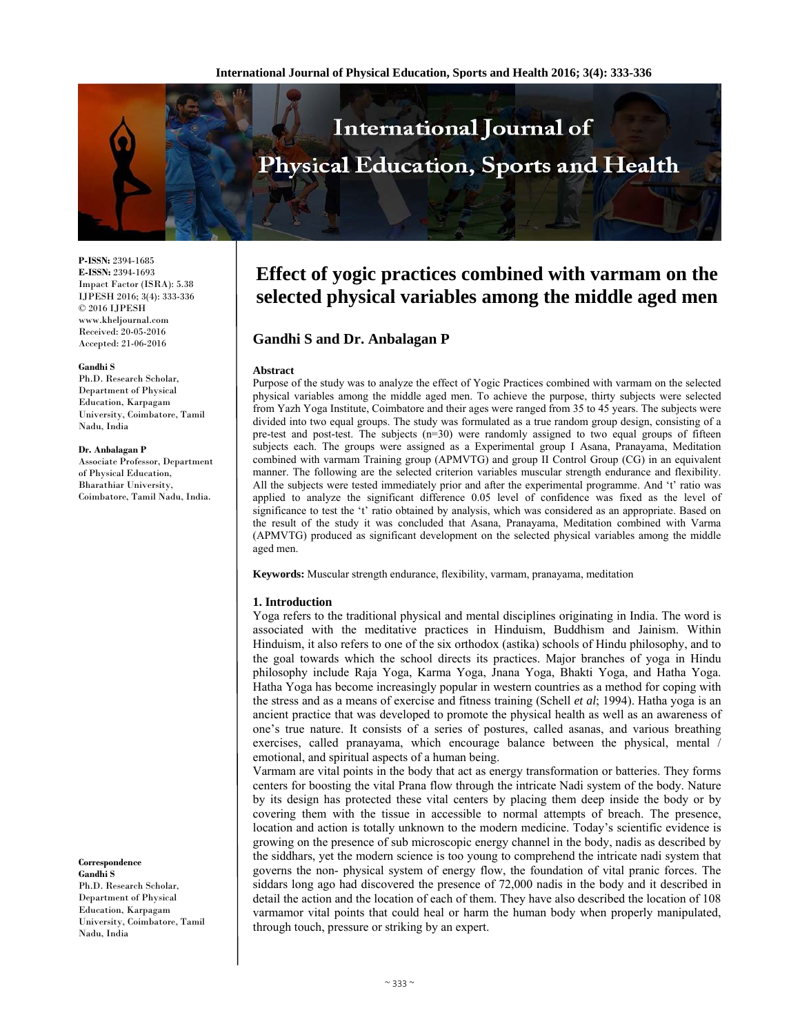**P-ISSN:** 2394-1685
**E-ISSN:** 2394-1693
Impact Factor (ISRA): 5.38
IJPESH 2016; 3(4): 333-336
© 2016 IJPESH
www.kheljournal.com
Received: 20-05-2016
Accepted: 21-06-2016

**Gandhi S**
Ph.D. Research Scholar, Department of Physical Education, Karpagam University, Coimbatore, Tamil Nadu, India

**Dr. Anbalagan P**
Associate Professor, Department of Physical Education, Bharathiar University, Coimbatore, Tamil Nadu, India.

**Correspondence**
**Gandhi S**
Ph.D. Research Scholar, Department of Physical Education, Karpagam University, Coimbatore, Tamil Nadu, India

# Effect of yogic practices combined with varmam on the selected physical variables among the middle aged men

## Gandhi S and Dr. Anbalagan P

### Abstract

Purpose of the study was to analyze the effect of Yogic Practices combined with varmam on the selected physical variables among the middle aged men. To achieve the purpose, thirty subjects were selected from Yazh Yoga Institute, Coimbatore and their ages were ranged from 35 to 45 years. The subjects were divided into two equal groups. The study was formulated as a true random group design, consisting of a pre-test and post-test. The subjects (n=30) were randomly assigned to two equal groups of fifteen subjects each. The groups were assigned as a Experimental group I Asana, Pranayama, Meditation combined with varmam Training group (APMVTG) and group II Control Group (CG) in an equivalent manner. The following are the selected criterion variables muscular strength endurance and flexibility. All the subjects were tested immediately prior and after the experimental programme. And 't' ratio was applied to analyze the significant difference 0.05 level of confidence was fixed as the level of significance to test the 't' ratio obtained by analysis, which was considered as an appropriate. Based on the result of the study it was concluded that Asana, Pranayama, Meditation combined with Varma (APMVTG) produced as significant development on the selected physical variables among the middle aged men.

**Keywords:** Muscular strength endurance, flexibility, varmam, pranayama, meditation

### 1. Introduction

Yoga refers to the traditional physical and mental disciplines originating in India. The word is associated with the meditative practices in Hinduism, Buddhism and Jainism. Within Hinduism, it also refers to one of the six orthodox (astika) schools of Hindu philosophy, and to the goal towards which the school directs its practices. Major branches of yoga in Hindu philosophy include Raja Yoga, Karma Yoga, Jnana Yoga, Bhakti Yoga, and Hatha Yoga. Hatha Yoga has become increasingly popular in western countries as a method for coping with the stress and as a means of exercise and fitness training (Schell *et al*; 1994). Hatha yoga is an ancient practice that was developed to promote the physical health as well as an awareness of one's true nature. It consists of a series of postures, called asanas, and various breathing exercises, called pranayama, which encourage balance between the physical, mental / emotional, and spiritual aspects of a human being.

Varmam are vital points in the body that act as energy transformation or batteries. They forms centers for boosting the vital Prana flow through the intricate Nadi system of the body. Nature by its design has protected these vital centers by placing them deep inside the body or by covering them with the tissue in accessible to normal attempts of breach. The presence, location and action is totally unknown to the modern medicine. Today's scientific evidence is growing on the presence of sub microscopic energy channel in the body, nadis as described by the siddhars, yet the modern science is too young to comprehend the intricate nadi system that governs the non- physical system of energy flow, the foundation of vital pranic forces. The siddars long ago had discovered the presence of 72,000 nadis in the body and it described in detail the action and the location of each of them. They have also described the location of 108 varmamor vital points that could heal or harm the human body when properly manipulated, through touch, pressure or striking by an expert.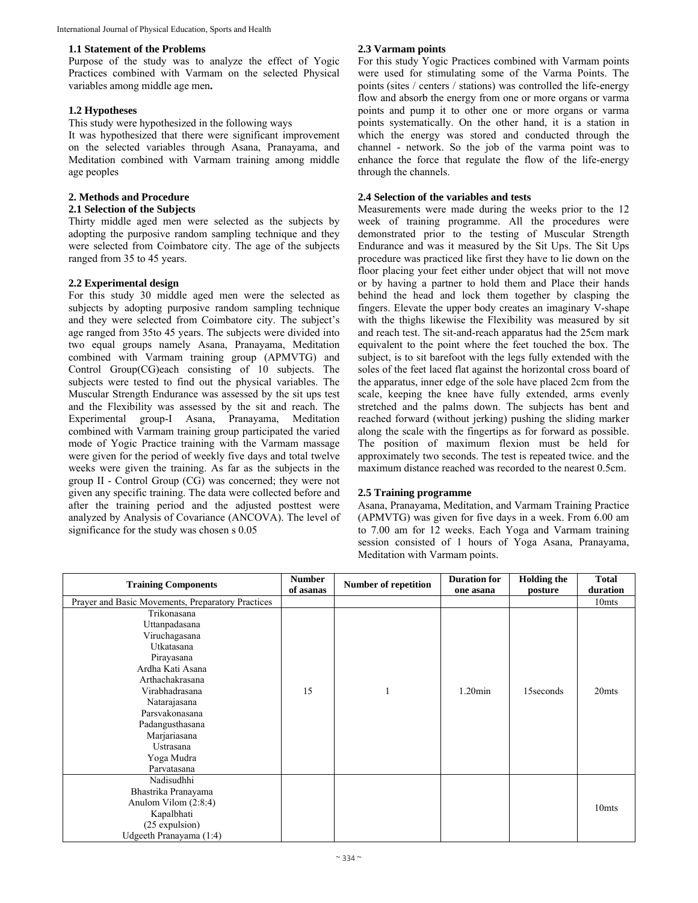### 1.1 Statement of the Problems

Purpose of the study was to analyze the effect of Yogic Practices combined with Varmam on the selected Physical variables among middle age men**.**

### 1.2 Hypotheses

This study were hypothesized in the following ways

It was hypothesized that there were significant improvement on the selected variables through Asana, Pranayama, and Meditation combined with Varmam training among middle age peoples

## 2. Methods and Procedure

### 2.1 Selection of the Subjects

Thirty middle aged men were selected as the subjects by adopting the purposive random sampling technique and they were selected from Coimbatore city. The age of the subjects ranged from 35 to 45 years.

### 2.2 Experimental design

For this study 30 middle aged men were the selected as subjects by adopting purposive random sampling technique and they were selected from Coimbatore city. The subject's age ranged from 35to 45 years. The subjects were divided into two equal groups namely Asana, Pranayama, Meditation combined with Varmam training group (APMVTG) and Control Group(CG)each consisting of 10 subjects. The subjects were tested to find out the physical variables. The Muscular Strength Endurance was assessed by the sit ups test and the Flexibility was assessed by the sit and reach. The Experimental group-I Asana, Pranayama, Meditation combined with Varmam training group participated the varied mode of Yogic Practice training with the Varmam massage were given for the period of weekly five days and total twelve weeks were given the training. As far as the subjects in the group II - Control Group (CG) was concerned; they were not given any specific training. The data were collected before and after the training period and the adjusted posttest were analyzed by Analysis of Covariance (ANCOVA). The level of significance for the study was chosen s 0.05

### 2.3 Varmam points

For this study Yogic Practices combined with Varmam points were used for stimulating some of the Varma Points. The points (sites / centers / stations) was controlled the life-energy flow and absorb the energy from one or more organs or varma points and pump it to other one or more organs or varma points systematically. On the other hand, it is a station in which the energy was stored and conducted through the channel - network. So the job of the varma point was to enhance the force that regulate the flow of the life-energy through the channels.

### 2.4 Selection of the variables and tests

Measurements were made during the weeks prior to the 12 week of training programme. All the procedures were demonstrated prior to the testing of Muscular Strength Endurance and was it measured by the Sit Ups. The Sit Ups procedure was practiced like first they have to lie down on the floor placing your feet either under object that will not move or by having a partner to hold them and Place their hands behind the head and lock them together by clasping the fingers. Elevate the upper body creates an imaginary V-shape with the thighs likewise the Flexibility was measured by sit and reach test. The sit-and-reach apparatus had the 25cm mark equivalent to the point where the feet touched the box. The subject, is to sit barefoot with the legs fully extended with the soles of the feet laced flat against the horizontal cross board of the apparatus, inner edge of the sole have placed 2cm from the scale, keeping the knee have fully extended, arms evenly stretched and the palms down. The subjects has bent and reached forward (without jerking) pushing the sliding marker along the scale with the fingertips as for forward as possible. The position of maximum flexion must be held for approximately two seconds. The test is repeated twice. and the maximum distance reached was recorded to the nearest 0.5cm.

### 2.5 Training programme

Asana, Pranayama, Meditation, and Varmam Training Practice (APMVTG) was given for five days in a week. From 6.00 am to 7.00 am for 12 weeks. Each Yoga and Varmam training session consisted of 1 hours of Yoga Asana, Pranayama, Meditation with Varmam points.

| Training Components | Number of asanas | Number of repetition | Duration for one asana | Holding the posture | Total duration |
|---|---|---|---|---|---|
| Prayer and Basic Movements, Preparatory Practices | | | | | 10mts |
| Trikonasana<br>Uttanpadasana<br>Viruchagasana<br>Utkatasana<br>Pirayasana<br>Ardha Kati Asana<br>Arthachakrasana<br>Virabhadrasana<br>Natarajasana<br>Parsvakonasana<br>Padangusthasana<br>Marjariasana<br>Ustrasana<br>Yoga Mudra<br>Parvatasana | 15 | 1 | 1.20min | 15seconds | 20mts |
| Nadisudhhi<br>Bhastrika Pranayama<br>Anulom Vilom (2:8:4)<br>Kapalbhati<br>(25 expulsion)<br>Udgeeth Pranayama (1:4) | | | | | 10mts |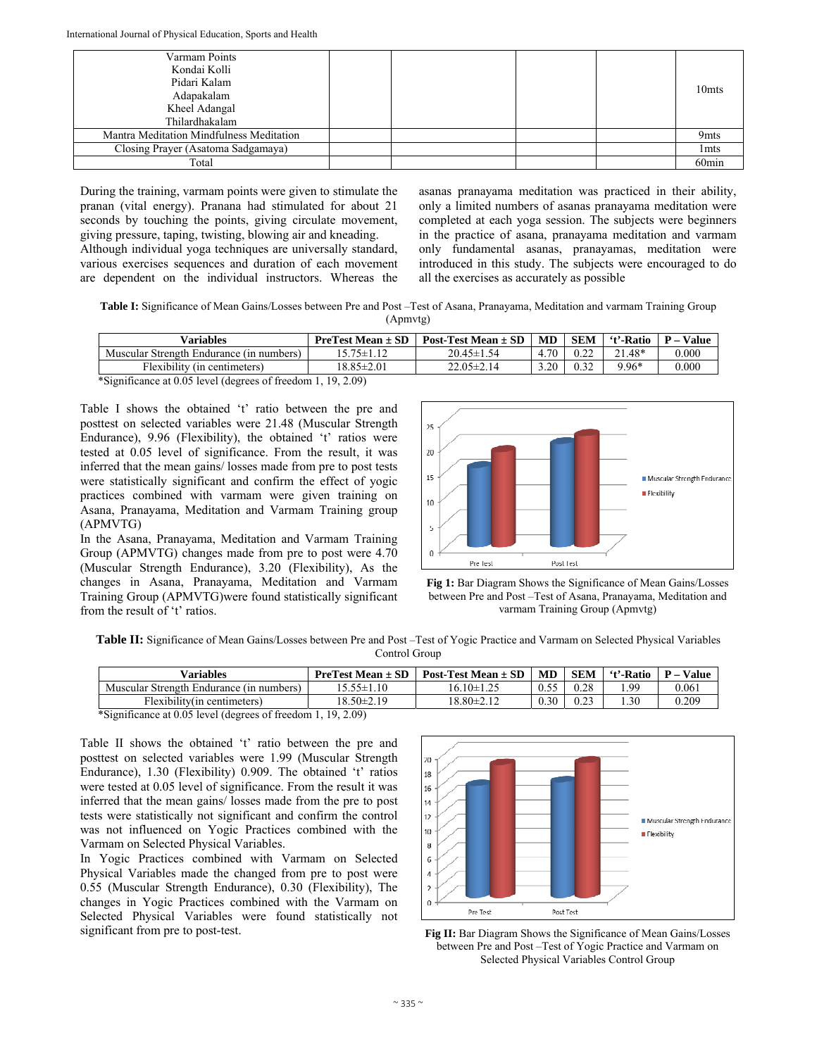| Varmam Points<br>Kondai Kolli<br>Pidari Kalam<br>Adapakalam<br>Kheel Adangal<br>Thilardhakalam | | | | | 10mts |
|---|---|---|---|---|---|
| Mantra Meditation Mindfulness Meditation | | | | | 9mts |
| Closing Prayer (Asatoma Sadgamaya) | | | | | 1mts |
| Total | | | | | 60min |

During the training, varmam points were given to stimulate the pranan (vital energy). Pranana had stimulated for about 21 seconds by touching the points, giving circulate movement, giving pressure, taping, twisting, blowing air and kneading.

Although individual yoga techniques are universally standard, various exercises sequences and duration of each movement are dependent on the individual instructors. Whereas the asanas pranayama meditation was practiced in their ability, only a limited numbers of asanas pranayama meditation were completed at each yoga session. The subjects were beginners in the practice of asana, pranayama meditation and varmam only fundamental asanas, pranayamas, meditation were introduced in this study. The subjects were encouraged to do all the exercises as accurately as possible

**Table I:** Significance of Mean Gains/Losses between Pre and Post –Test of Asana, Pranayama, Meditation and varmam Training Group (Apmvtg)

| Variables | PreTest Mean ± SD | Post-Test Mean ± SD | MD | SEM | 't'-Ratio | P – Value |
|---|---|---|---|---|---|---|
| Muscular Strength Endurance (in numbers) | 15.75±1.12 | 20.45±1.54 | 4.70 | 0.22 | 21.48* | 0.000 |
| Flexibility (in centimeters) | 18.85±2.01 | 22.05±2.14 | 3.20 | 0.32 | 9.96* | 0.000 |

*Significance at 0.05 level (degrees of freedom 1, 19, 2.09)

Table I shows the obtained 't' ratio between the pre and posttest on selected variables were 21.48 (Muscular Strength Endurance), 9.96 (Flexibility), the obtained 't' ratios were tested at 0.05 level of significance. From the result, it was inferred that the mean gains/ losses made from pre to post tests were statistically significant and confirm the effect of yogic practices combined with varmam were given training on Asana, Pranayama, Meditation and Varmam Training group (APMVTG)

In the Asana, Pranayama, Meditation and Varmam Training Group (APMVTG) changes made from pre to post were 4.70 (Muscular Strength Endurance), 3.20 (Flexibility), As the changes in Asana, Pranayama, Meditation and Varmam Training Group (APMVTG)were found statistically significant from the result of 't' ratios.

**Fig 1:** Bar Diagram Shows the Significance of Mean Gains/Losses between Pre and Post –Test of Asana, Pranayama, Meditation and varmam Training Group (Apmvtg)

**Table II:** Significance of Mean Gains/Losses between Pre and Post –Test of Yogic Practice and Varmam on Selected Physical Variables Control Group

| Variables | PreTest Mean ± SD | Post-Test Mean ± SD | MD | SEM | 't'-Ratio | P – Value |
|---|---|---|---|---|---|---|
| Muscular Strength Endurance (in numbers) | 15.55±1.10 | 16.10±1.25 | 0.55 | 0.28 | 1.99 | 0.061 |
| Flexibility(in centimeters) | 18.50±2.19 | 18.80±2.12 | 0.30 | 0.23 | 1.30 | 0.209 |

*Significance at 0.05 level (degrees of freedom 1, 19, 2.09)

Table II shows the obtained 't' ratio between the pre and posttest on selected variables were 1.99 (Muscular Strength Endurance), 1.30 (Flexibility) 0.909. The obtained 't' ratios were tested at 0.05 level of significance. From the result it was inferred that the mean gains/ losses made from the pre to post tests were statistically not significant and confirm the control was not influenced on Yogic Practices combined with the Varmam on Selected Physical Variables.

In Yogic Practices combined with Varmam on Selected Physical Variables made the changed from pre to post were 0.55 (Muscular Strength Endurance), 0.30 (Flexibility), The changes in Yogic Practices combined with the Varmam on Selected Physical Variables were found statistically not significant from pre to post-test.

**Fig II:** Bar Diagram Shows the Significance of Mean Gains/Losses between Pre and Post –Test of Yogic Practice and Varmam on Selected Physical Variables Control Group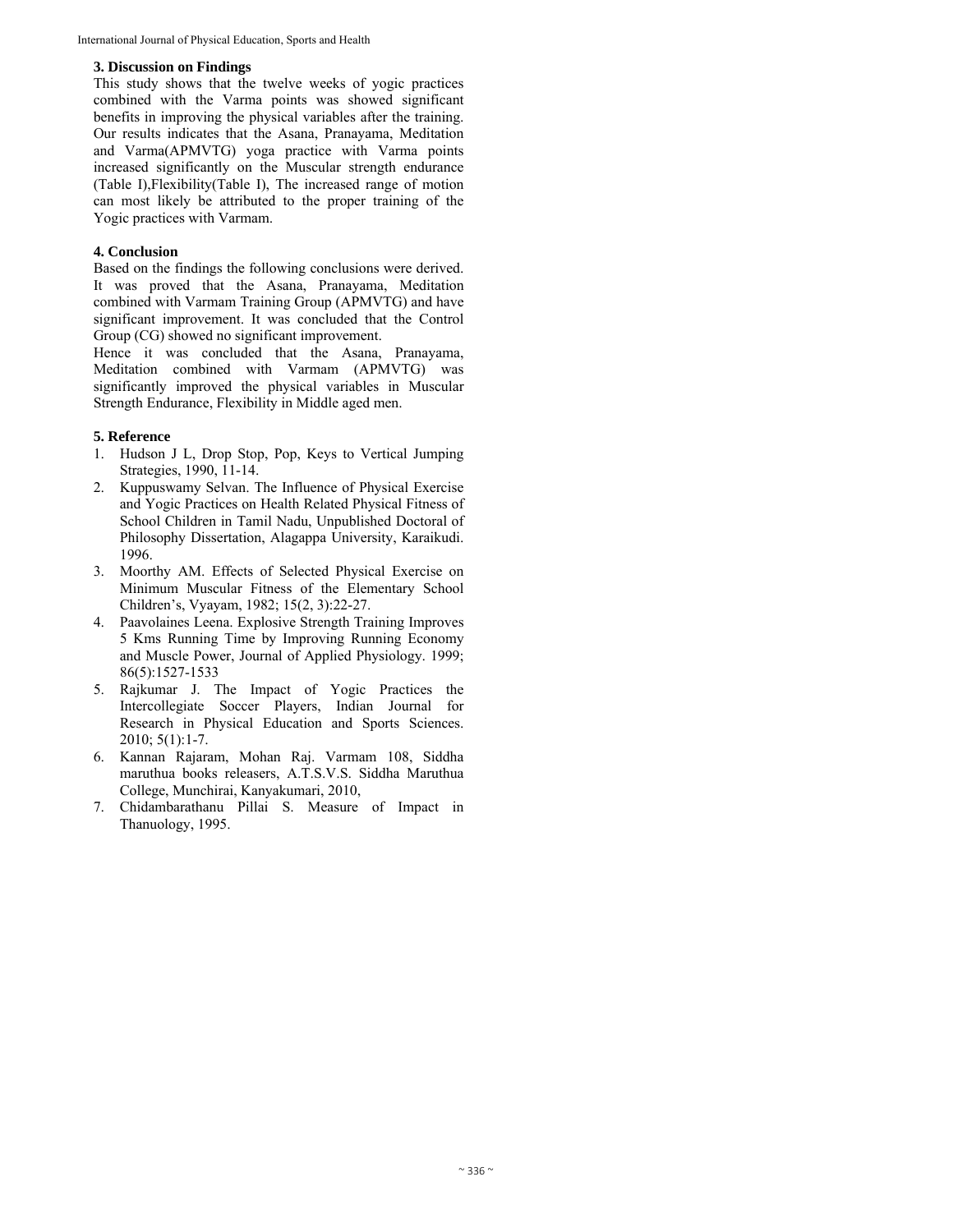### 3. Discussion on Findings

This study shows that the twelve weeks of yogic practices combined with the Varma points was showed significant benefits in improving the physical variables after the training. Our results indicates that the Asana, Pranayama, Meditation and Varma(APMVTG) yoga practice with Varma points increased significantly on the Muscular strength endurance (Table I),Flexibility(Table I), The increased range of motion can most likely be attributed to the proper training of the Yogic practices with Varmam.

### 4. Conclusion

Based on the findings the following conclusions were derived. It was proved that the Asana, Pranayama, Meditation combined with Varmam Training Group (APMVTG) and have significant improvement. It was concluded that the Control Group (CG) showed no significant improvement.

Hence it was concluded that the Asana, Pranayama, Meditation combined with Varmam (APMVTG) was significantly improved the physical variables in Muscular Strength Endurance, Flexibility in Middle aged men.

### 5. Reference

1. Hudson J L, Drop Stop, Pop, Keys to Vertical Jumping Strategies, 1990, 11-14.
2. Kuppuswamy Selvan. The Influence of Physical Exercise and Yogic Practices on Health Related Physical Fitness of School Children in Tamil Nadu, Unpublished Doctoral of Philosophy Dissertation, Alagappa University, Karaikudi. 1996.
3. Moorthy AM. Effects of Selected Physical Exercise on Minimum Muscular Fitness of the Elementary School Children's, Vyayam, 1982; 15(2, 3):22-27.
4. Paavolaines Leena. Explosive Strength Training Improves 5 Kms Running Time by Improving Running Economy and Muscle Power, Journal of Applied Physiology. 1999; 86(5):1527-1533
5. Rajkumar J. The Impact of Yogic Practices the Intercollegiate Soccer Players, Indian Journal for Research in Physical Education and Sports Sciences. 2010; 5(1):1-7.
6. Kannan Rajaram, Mohan Raj. Varmam 108, Siddha maruthua books releasers, A.T.S.V.S. Siddha Maruthua College, Munchirai, Kanyakumari, 2010,
7. Chidambarathanu Pillai S. Measure of Impact in Thanuology, 1995.